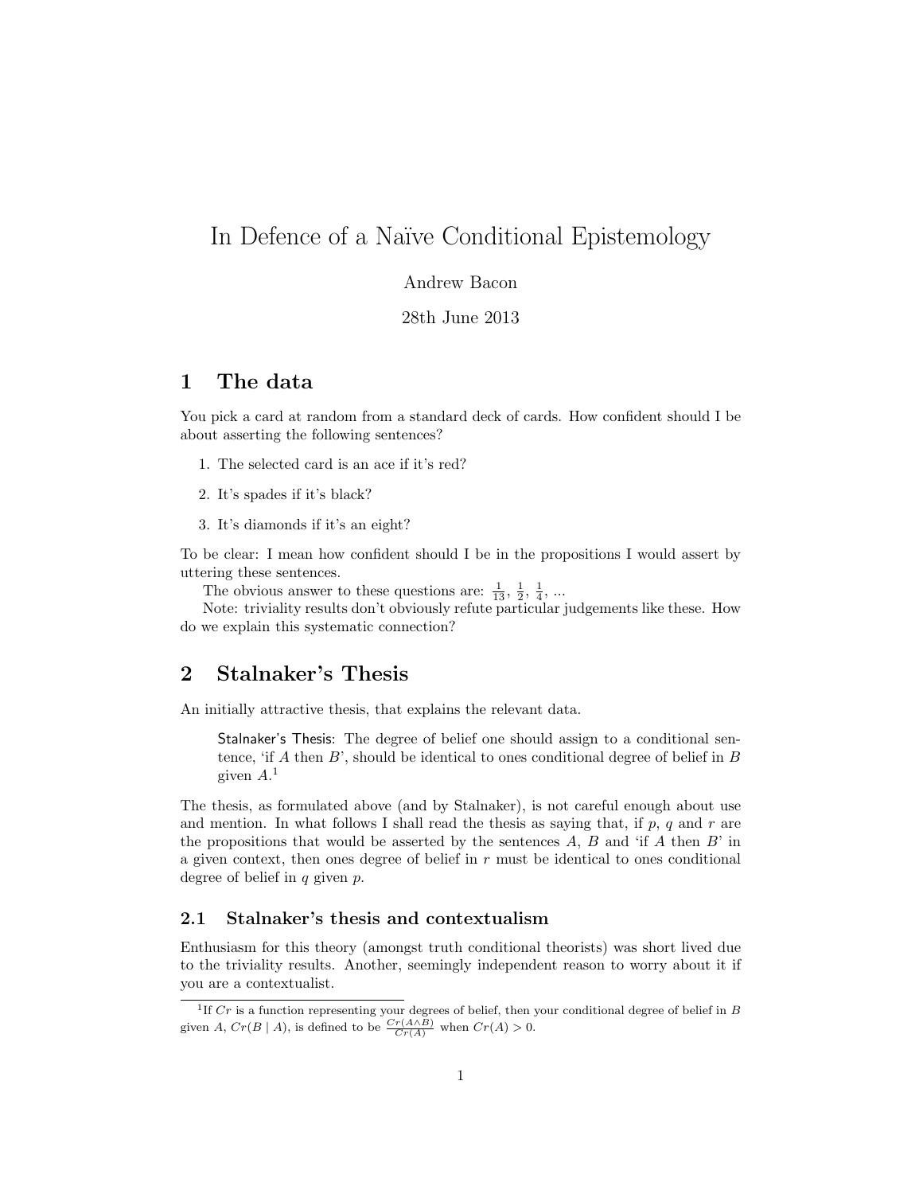# In Defence of a Naïve Conditional Epistemology

Andrew Bacon

28th June 2013

## 1 The data

You pick a card at random from a standard deck of cards. How confident should I be about asserting the following sentences?

1. The selected card is an ace if it's red?
2. It's spades if it's black?
3. It's diamonds if it's an eight?

To be clear: I mean how confident should I be in the propositions I would assert by uttering these sentences.

The obvious answer to these questions are: $\frac{1}{13}$, $\frac{1}{2}$, $\frac{1}{4}$, ...

Note: triviality results don't obviously refute particular judgements like these. How do we explain this systematic connection?

## 2 Stalnaker's Thesis

An initially attractive thesis, that explains the relevant data.

> Stalnaker's Thesis: The degree of belief one should assign to a conditional sentence, 'if $A$ then $B$', should be identical to ones conditional degree of belief in $B$ given $A$.[1]

The thesis, as formulated above (and by Stalnaker), is not careful enough about use and mention. In what follows I shall read the thesis as saying that, if $p$, $q$ and $r$ are the propositions that would be asserted by the sentences $A$, $B$ and 'if $A$ then $B$' in a given context, then ones degree of belief in $r$ must be identical to ones conditional degree of belief in $q$ given $p$.

### 2.1 Stalnaker's thesis and contextualism

Enthusiasm for this theory (amongst truth conditional theorists) was short lived due to the triviality results. Another, seemingly independent reason to worry about it if you are a contextualist.

[1] If $Cr$ is a function representing your degrees of belief, then your conditional degree of belief in $B$ given $A$, $Cr(B \mid A)$, is defined to be $\frac{Cr(A \wedge B)}{Cr(A)}$ when $Cr(A) > 0$.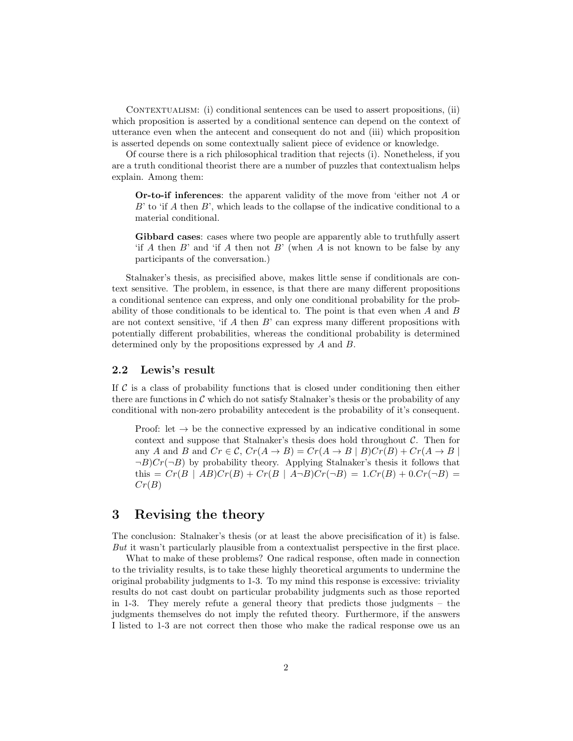Contextualism: (i) conditional sentences can be used to assert propositions, (ii) which proposition is asserted by a conditional sentence can depend on the context of utterance even when the antecent and consequent do not and (iii) which proposition is asserted depends on some contextually salient piece of evidence or knowledge.

Of course there is a rich philosophical tradition that rejects (i). Nonetheless, if you are a truth conditional theorist there are a number of puzzles that contextualism helps explain. Among them:

> **Or-to-if inferences**: the apparent validity of the move from 'either not $A$ or $B$' to 'if $A$ then $B$', which leads to the collapse of the indicative conditional to a material conditional.

> **Gibbard cases**: cases where two people are apparently able to truthfully assert 'if $A$ then $B$' and 'if $A$ then not $B$' (when $A$ is not known to be false by any participants of the conversation.)

Stalnaker's thesis, as precisified above, makes little sense if conditionals are context sensitive. The problem, in essence, is that there are many different propositions a conditional sentence can express, and only one conditional probability for the probability of those conditionals to be identical to. The point is that even when $A$ and $B$ are not context sensitive, 'if $A$ then $B$' can express many different propositions with potentially different probabilities, whereas the conditional probability is determined determined only by the propositions expressed by $A$ and $B$.

### 2.2 Lewis's result

If $\mathcal{C}$ is a class of probability functions that is closed under conditioning then either there are functions in $\mathcal{C}$ which do not satisfy Stalnaker's thesis or the probability of any conditional with non-zero probability antecedent is the probability of it's consequent.

> Proof: let $\rightarrow$ be the connective expressed by an indicative conditional in some context and suppose that Stalnaker's thesis does hold throughout $\mathcal{C}$. Then for any $A$ and $B$ and $Cr \in \mathcal{C}$, $Cr(A \rightarrow B) = Cr(A \rightarrow B \mid B)Cr(B) + Cr(A \rightarrow B \mid \neg B)Cr(\neg B)$ by probability theory. Applying Stalnaker's thesis it follows that this $= Cr(B \mid AB)Cr(B) + Cr(B \mid A\neg B)Cr(\neg B) = 1.Cr(B) + 0.Cr(\neg B) = Cr(B)$

## 3 Revising the theory

The conclusion: Stalnaker's thesis (or at least the above precisification of it) is false. *But* it wasn't particularly plausible from a contextualist perspective in the first place.

What to make of these problems? One radical response, often made in connection to the triviality results, is to take these highly theoretical arguments to undermine the original probability judgments to 1-3. To my mind this response is excessive: triviality results do not cast doubt on particular probability judgments such as those reported in 1-3. They merely refute a general theory that predicts those judgments – the judgments themselves do not imply the refuted theory. Furthermore, if the answers I listed to 1-3 are not correct then those who make the radical response owe us an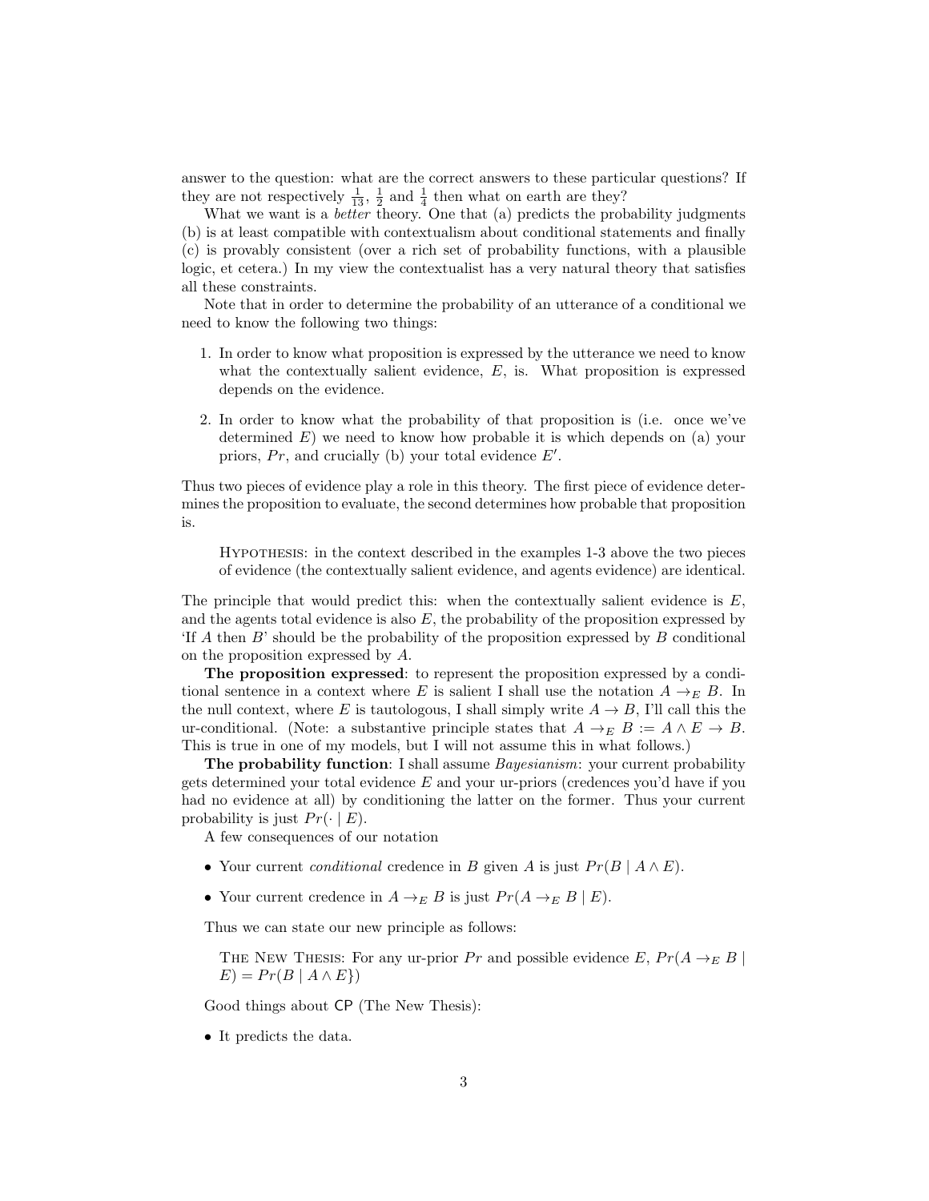answer to the question: what are the correct answers to these particular questions? If they are not respectively $\frac{1}{13}$, $\frac{1}{2}$ and $\frac{1}{4}$ then what on earth are they?

What we want is a *better* theory. One that (a) predicts the probability judgments (b) is at least compatible with contextualism about conditional statements and finally (c) is provably consistent (over a rich set of probability functions, with a plausible logic, et cetera.) In my view the contextualist has a very natural theory that satisfies all these constraints.

Note that in order to determine the probability of an utterance of a conditional we need to know the following two things:

1. In order to know what proposition is expressed by the utterance we need to know what the contextually salient evidence, $E$, is. What proposition is expressed depends on the evidence.

2. In order to know what the probability of that proposition is (i.e. once we've determined $E$) we need to know how probable it is which depends on (a) your priors, $Pr$, and crucially (b) your total evidence $E'$.

Thus two pieces of evidence play a role in this theory. The first piece of evidence determines the proposition to evaluate, the second determines how probable that proposition is.

> Hypothesis: in the context described in the examples 1-3 above the two pieces of evidence (the contextually salient evidence, and agents evidence) are identical.

The principle that would predict this: when the contextually salient evidence is $E$, and the agents total evidence is also $E$, the probability of the proposition expressed by 'If $A$ then $B$' should be the probability of the proposition expressed by $B$ conditional on the proposition expressed by $A$.

**The proposition expressed**: to represent the proposition expressed by a conditional sentence in a context where $E$ is salient I shall use the notation $A \rightarrow_E B$. In the null context, where $E$ is tautologous, I shall simply write $A \rightarrow B$, I'll call this the ur-conditional. (Note: a substantive principle states that $A \rightarrow_E B := A \wedge E \rightarrow B$. This is true in one of my models, but I will not assume this in what follows.)

**The probability function**: I shall assume *Bayesianism*: your current probability gets determined your total evidence $E$ and your ur-priors (credences you'd have if you had no evidence at all) by conditioning the latter on the former. Thus your current probability is just $Pr(\cdot \mid E)$.

A few consequences of our notation

- Your current *conditional* credence in $B$ given $A$ is just $Pr(B \mid A \wedge E)$.
- Your current credence in $A \rightarrow_E B$ is just $Pr(A \rightarrow_E B \mid E)$.

Thus we can state our new principle as follows:

> The New Thesis: For any ur-prior $Pr$ and possible evidence $E$, $Pr(A \rightarrow_E B \mid E) = Pr(B \mid A \wedge E\})$

Good things about CP (The New Thesis):

- It predicts the data.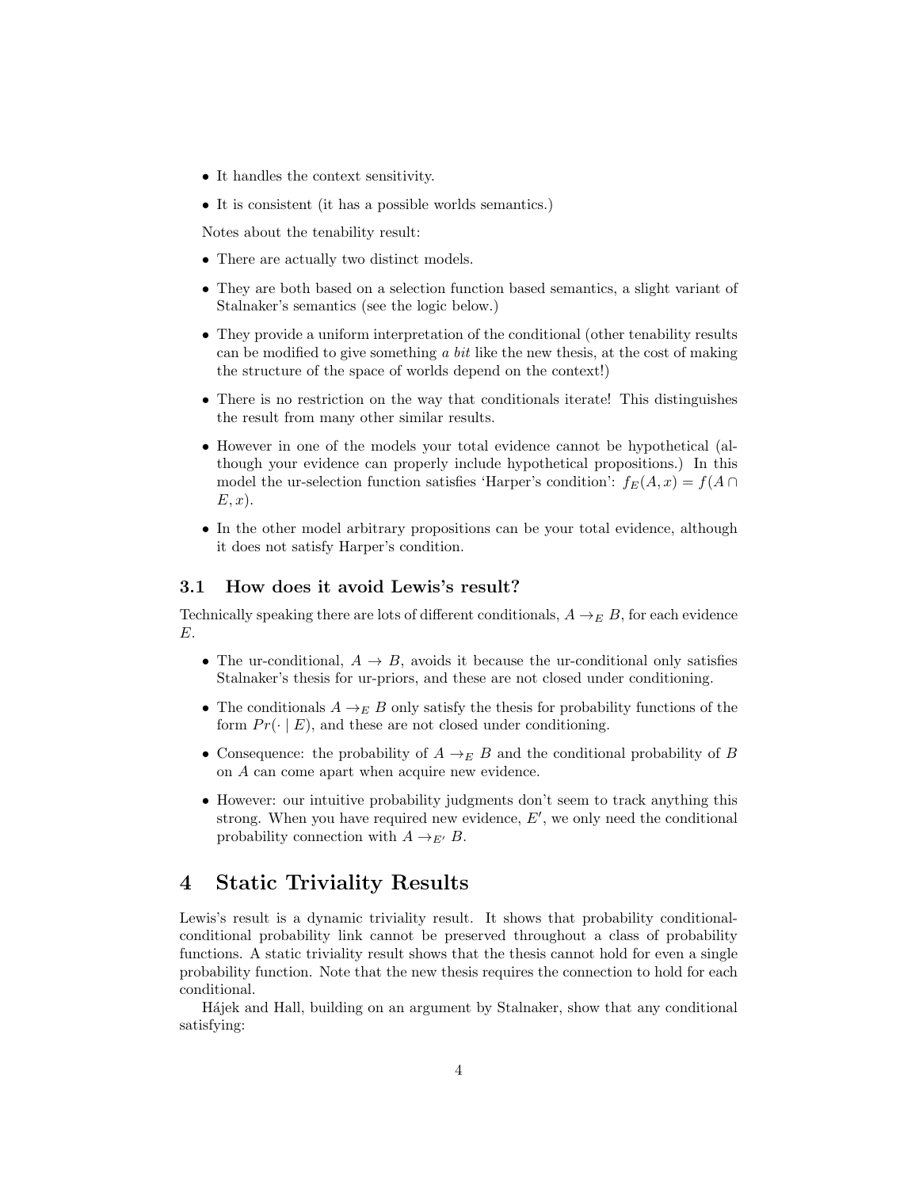- It handles the context sensitivity.
- It is consistent (it has a possible worlds semantics.)

Notes about the tenability result:

- There are actually two distinct models.
- They are both based on a selection function based semantics, a slight variant of Stalnaker's semantics (see the logic below.)
- They provide a uniform interpretation of the conditional (other tenability results can be modified to give something *a bit* like the new thesis, at the cost of making the structure of the space of worlds depend on the context!)
- There is no restriction on the way that conditionals iterate! This distinguishes the result from many other similar results.
- However in one of the models your total evidence cannot be hypothetical (although your evidence can properly include hypothetical propositions.) In this model the ur-selection function satisfies 'Harper's condition': $f_E(A, x) = f(A \cap E, x)$.
- In the other model arbitrary propositions can be your total evidence, although it does not satisfy Harper's condition.

### 3.1 How does it avoid Lewis's result?

Technically speaking there are lots of different conditionals, $A \rightarrow_E B$, for each evidence $E$.

- The ur-conditional, $A \rightarrow B$, avoids it because the ur-conditional only satisfies Stalnaker's thesis for ur-priors, and these are not closed under conditioning.
- The conditionals $A \rightarrow_E B$ only satisfy the thesis for probability functions of the form $Pr(\cdot \mid E)$, and these are not closed under conditioning.
- Consequence: the probability of $A \rightarrow_E B$ and the conditional probability of $B$ on $A$ can come apart when acquire new evidence.
- However: our intuitive probability judgments don't seem to track anything this strong. When you have required new evidence, $E'$, we only need the conditional probability connection with $A \rightarrow_{E'} B$.

## 4 Static Triviality Results

Lewis's result is a dynamic triviality result. It shows that probability conditional-conditional probability link cannot be preserved throughout a class of probability functions. A static triviality result shows that the thesis cannot hold for even a single probability function. Note that the new thesis requires the connection to hold for each conditional.

Hájek and Hall, building on an argument by Stalnaker, show that any conditional satisfying: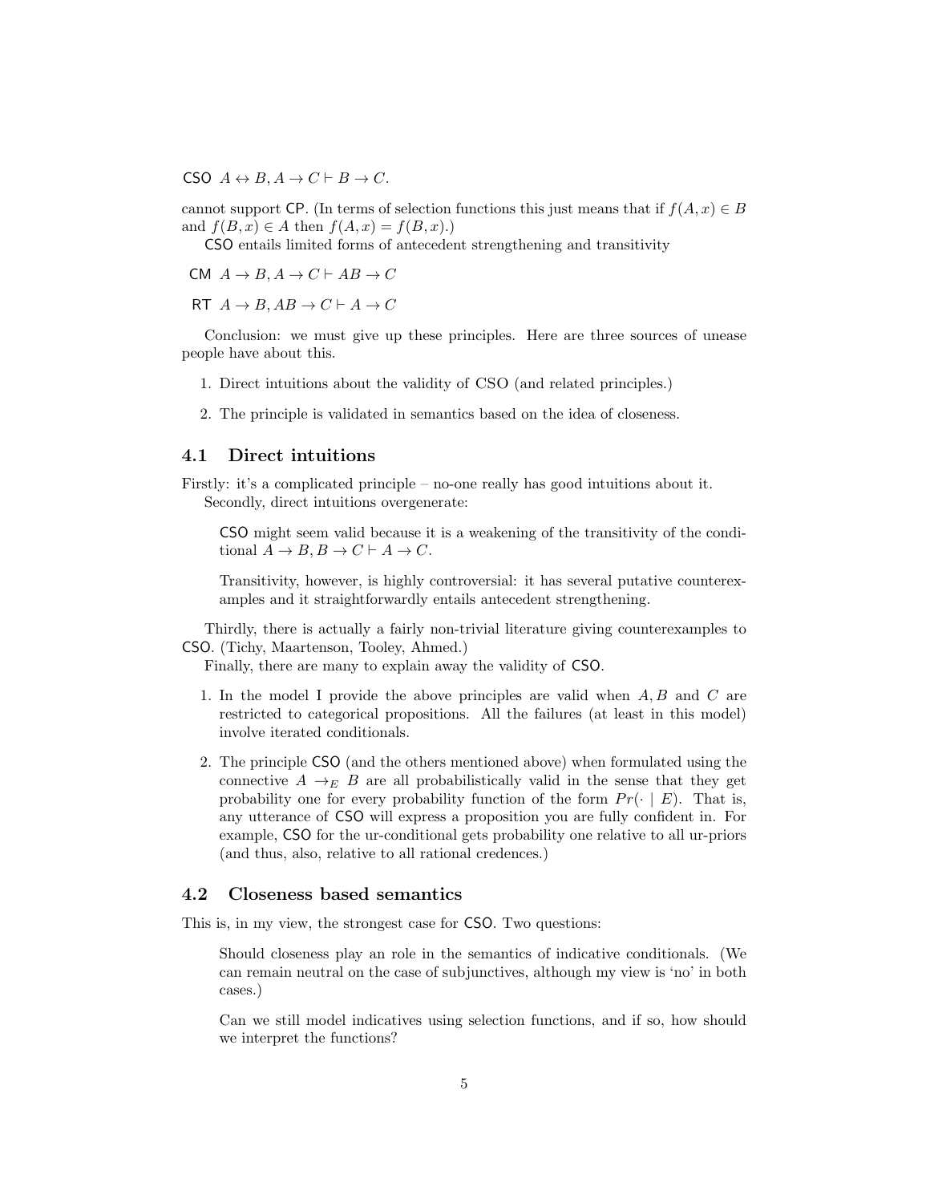CSO $A \leftrightarrow B, A \to C \vdash B \to C$.

cannot support CP. (In terms of selection functions this just means that if $f(A, x) \in B$ and $f(B, x) \in A$ then $f(A, x) = f(B, x)$.)

CSO entails limited forms of antecedent strengthening and transitivity

CM $A \to B, A \to C \vdash AB \to C$

RT $A \to B, AB \to C \vdash A \to C$

Conclusion: we must give up these principles. Here are three sources of unease people have about this.

1. Direct intuitions about the validity of CSO (and related principles.)
2. The principle is validated in semantics based on the idea of closeness.

## 4.1 Direct intuitions

Firstly: it's a complicated principle – no-one really has good intuitions about it.

Secondly, direct intuitions overgenerate:

> CSO might seem valid because it is a weakening of the transitivity of the conditional $A \to B, B \to C \vdash A \to C$.
>
> Transitivity, however, is highly controversial: it has several putative counterexamples and it straightforwardly entails antecedent strengthening.

Thirdly, there is actually a fairly non-trivial literature giving counterexamples to CSO. (Tichy, Maartenson, Tooley, Ahmed.)

Finally, there are many to explain away the validity of CSO.

1. In the model I provide the above principles are valid when $A, B$ and $C$ are restricted to categorical propositions. All the failures (at least in this model) involve iterated conditionals.
2. The principle CSO (and the others mentioned above) when formulated using the connective $A \to_E B$ are all probabilistically valid in the sense that they get probability one for every probability function of the form $Pr(\cdot \mid E)$. That is, any utterance of CSO will express a proposition you are fully confident in. For example, CSO for the ur-conditional gets probability one relative to all ur-priors (and thus, also, relative to all rational credences.)

## 4.2 Closeness based semantics

This is, in my view, the strongest case for CSO. Two questions:

> Should closeness play an role in the semantics of indicative conditionals. (We can remain neutral on the case of subjunctives, although my view is 'no' in both cases.)
>
> Can we still model indicatives using selection functions, and if so, how should we interpret the functions?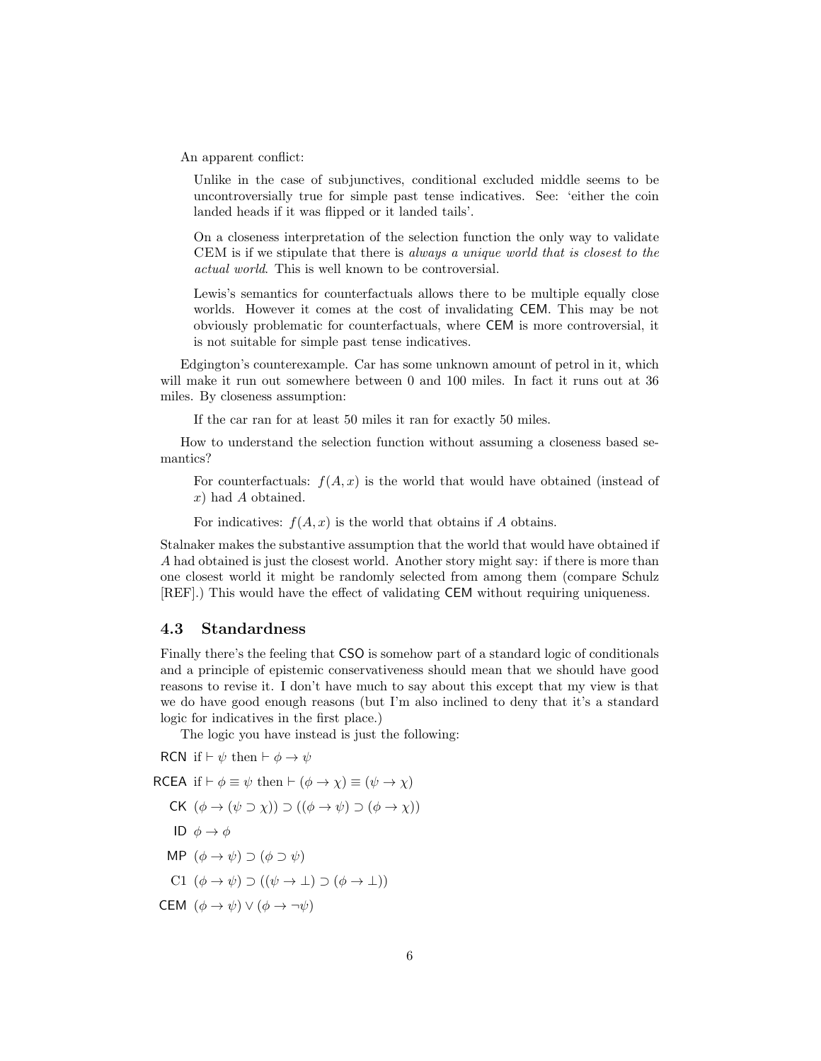An apparent conflict:

> Unlike in the case of subjunctives, conditional excluded middle seems to be uncontroversially true for simple past tense indicatives. See: 'either the coin landed heads if it was flipped or it landed tails'.
>
> On a closeness interpretation of the selection function the only way to validate CEM is if we stipulate that there is *always a unique world that is closest to the actual world*. This is well known to be controversial.
>
> Lewis's semantics for counterfactuals allows there to be multiple equally close worlds. However it comes at the cost of invalidating CEM. This may be not obviously problematic for counterfactuals, where CEM is more controversial, it is not suitable for simple past tense indicatives.

Edgington's counterexample. Car has some unknown amount of petrol in it, which will make it run out somewhere between 0 and 100 miles. In fact it runs out at 36 miles. By closeness assumption:

> If the car ran for at least 50 miles it ran for exactly 50 miles.

How to understand the selection function without assuming a closeness based semantics?

> For counterfactuals: $f(A, x)$ is the world that would have obtained (instead of $x$) had $A$ obtained.
>
> For indicatives: $f(A, x)$ is the world that obtains if $A$ obtains.

Stalnaker makes the substantive assumption that the world that would have obtained if $A$ had obtained is just the closest world. Another story might say: if there is more than one closest world it might be randomly selected from among them (compare Schulz [REF].) This would have the effect of validating CEM without requiring uniqueness.

### 4.3 Standardness

Finally there's the feeling that CSO is somehow part of a standard logic of conditionals and a principle of epistemic conservativeness should mean that we should have good reasons to revise it. I don't have much to say about this except that my view is that we do have good enough reasons (but I'm also inclined to deny that it's a standard logic for indicatives in the first place.)

The logic you have instead is just the following:

- **RCN** if $\vdash \psi$ then $\vdash \phi \to \psi$
- **RCEA** if $\vdash \phi \equiv \psi$ then $\vdash (\phi \to \chi) \equiv (\psi \to \chi)$
- **CK** $(\phi \to (\psi \supset \chi)) \supset ((\phi \to \psi) \supset (\phi \to \chi))$
- **ID** $\phi \to \phi$
- **MP** $(\phi \to \psi) \supset (\phi \supset \psi)$
- **C1** $(\phi \to \psi) \supset ((\psi \to \bot) \supset (\phi \to \bot))$
- **CEM** $(\phi \to \psi) \vee (\phi \to \neg\psi)$